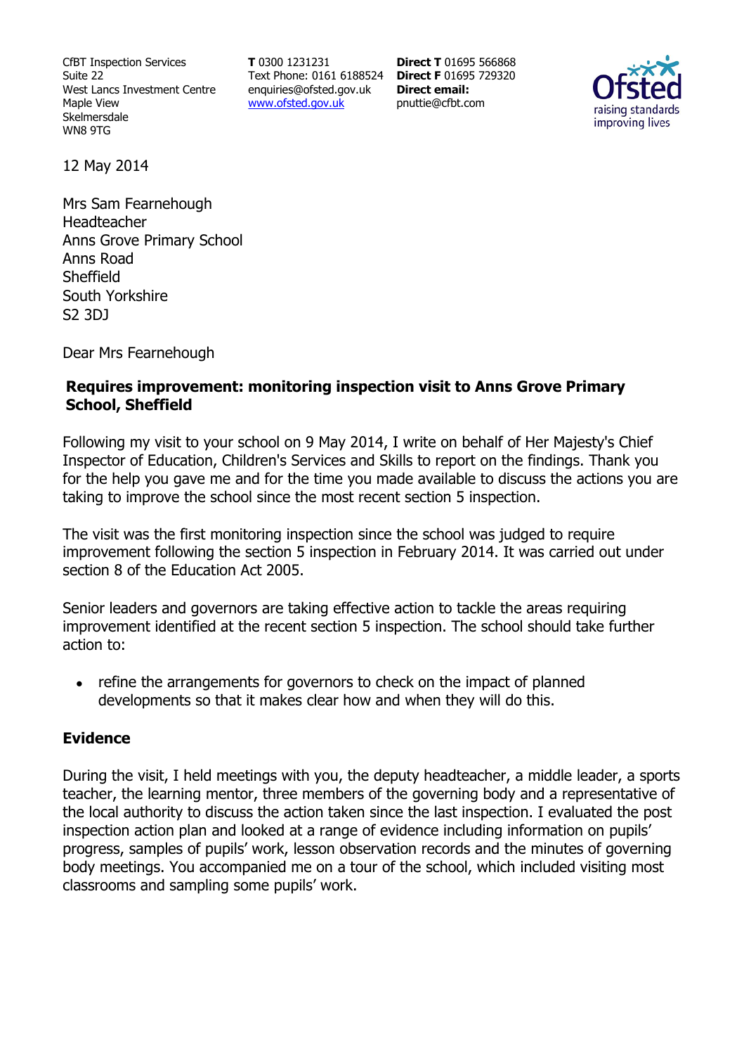CfBT Inspection Services
Suite 22
West Lancs Investment Centre
Maple View
Skelmersdale
WN8 9TG

**T** 0300 1231231
Text Phone: 0161 6188524
enquiries@ofsted.gov.uk
www.ofsted.gov.uk

**Direct T** 01695 566868
**Direct F** 01695 729320
**Direct email:**
pnuttie@cfbt.com

Ofsted
raising standards
improving lives

12 May 2014

Mrs Sam Fearnehough
Headteacher
Anns Grove Primary School
Anns Road
Sheffield
South Yorkshire
S2 3DJ

Dear Mrs Fearnehough

**Requires improvement: monitoring inspection visit to Anns Grove Primary School, Sheffield**

Following my visit to your school on 9 May 2014, I write on behalf of Her Majesty's Chief Inspector of Education, Children's Services and Skills to report on the findings. Thank you for the help you gave me and for the time you made available to discuss the actions you are taking to improve the school since the most recent section 5 inspection.

The visit was the first monitoring inspection since the school was judged to require improvement following the section 5 inspection in February 2014. It was carried out under section 8 of the Education Act 2005.

Senior leaders and governors are taking effective action to tackle the areas requiring improvement identified at the recent section 5 inspection. The school should take further action to:

- refine the arrangements for governors to check on the impact of planned developments so that it makes clear how and when they will do this.

## Evidence

During the visit, I held meetings with you, the deputy headteacher, a middle leader, a sports teacher, the learning mentor, three members of the governing body and a representative of the local authority to discuss the action taken since the last inspection. I evaluated the post inspection action plan and looked at a range of evidence including information on pupils' progress, samples of pupils' work, lesson observation records and the minutes of governing body meetings. You accompanied me on a tour of the school, which included visiting most classrooms and sampling some pupils' work.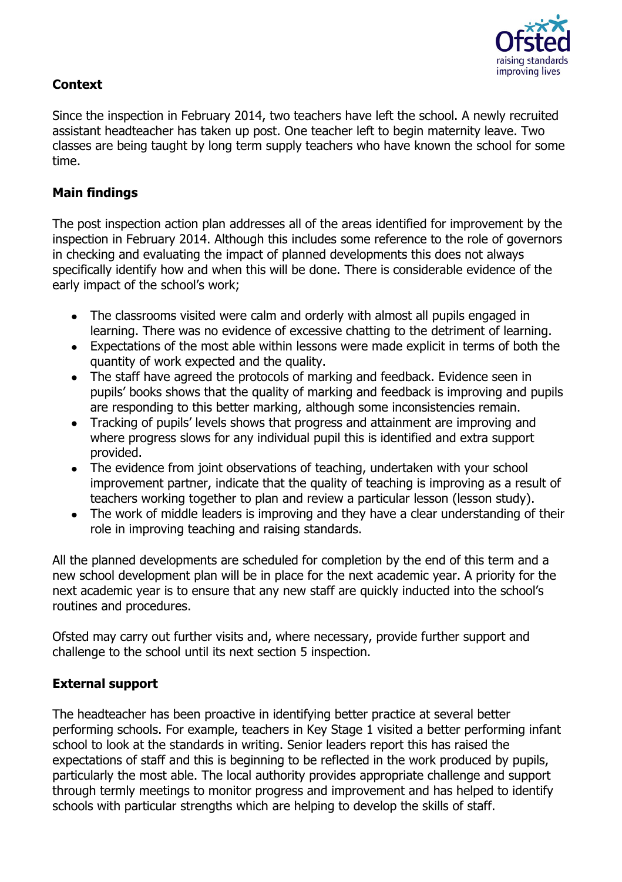## Context

Since the inspection in February 2014, two teachers have left the school. A newly recruited assistant headteacher has taken up post. One teacher left to begin maternity leave. Two classes are being taught by long term supply teachers who have known the school for some time.

## Main findings

The post inspection action plan addresses all of the areas identified for improvement by the inspection in February 2014. Although this includes some reference to the role of governors in checking and evaluating the impact of planned developments this does not always specifically identify how and when this will be done. There is considerable evidence of the early impact of the school's work;

- The classrooms visited were calm and orderly with almost all pupils engaged in learning. There was no evidence of excessive chatting to the detriment of learning.
- Expectations of the most able within lessons were made explicit in terms of both the quantity of work expected and the quality.
- The staff have agreed the protocols of marking and feedback. Evidence seen in pupils' books shows that the quality of marking and feedback is improving and pupils are responding to this better marking, although some inconsistencies remain.
- Tracking of pupils' levels shows that progress and attainment are improving and where progress slows for any individual pupil this is identified and extra support provided.
- The evidence from joint observations of teaching, undertaken with your school improvement partner, indicate that the quality of teaching is improving as a result of teachers working together to plan and review a particular lesson (lesson study).
- The work of middle leaders is improving and they have a clear understanding of their role in improving teaching and raising standards.

All the planned developments are scheduled for completion by the end of this term and a new school development plan will be in place for the next academic year. A priority for the next academic year is to ensure that any new staff are quickly inducted into the school's routines and procedures.

Ofsted may carry out further visits and, where necessary, provide further support and challenge to the school until its next section 5 inspection.

## External support

The headteacher has been proactive in identifying better practice at several better performing schools. For example, teachers in Key Stage 1 visited a better performing infant school to look at the standards in writing. Senior leaders report this has raised the expectations of staff and this is beginning to be reflected in the work produced by pupils, particularly the most able. The local authority provides appropriate challenge and support through termly meetings to monitor progress and improvement and has helped to identify schools with particular strengths which are helping to develop the skills of staff.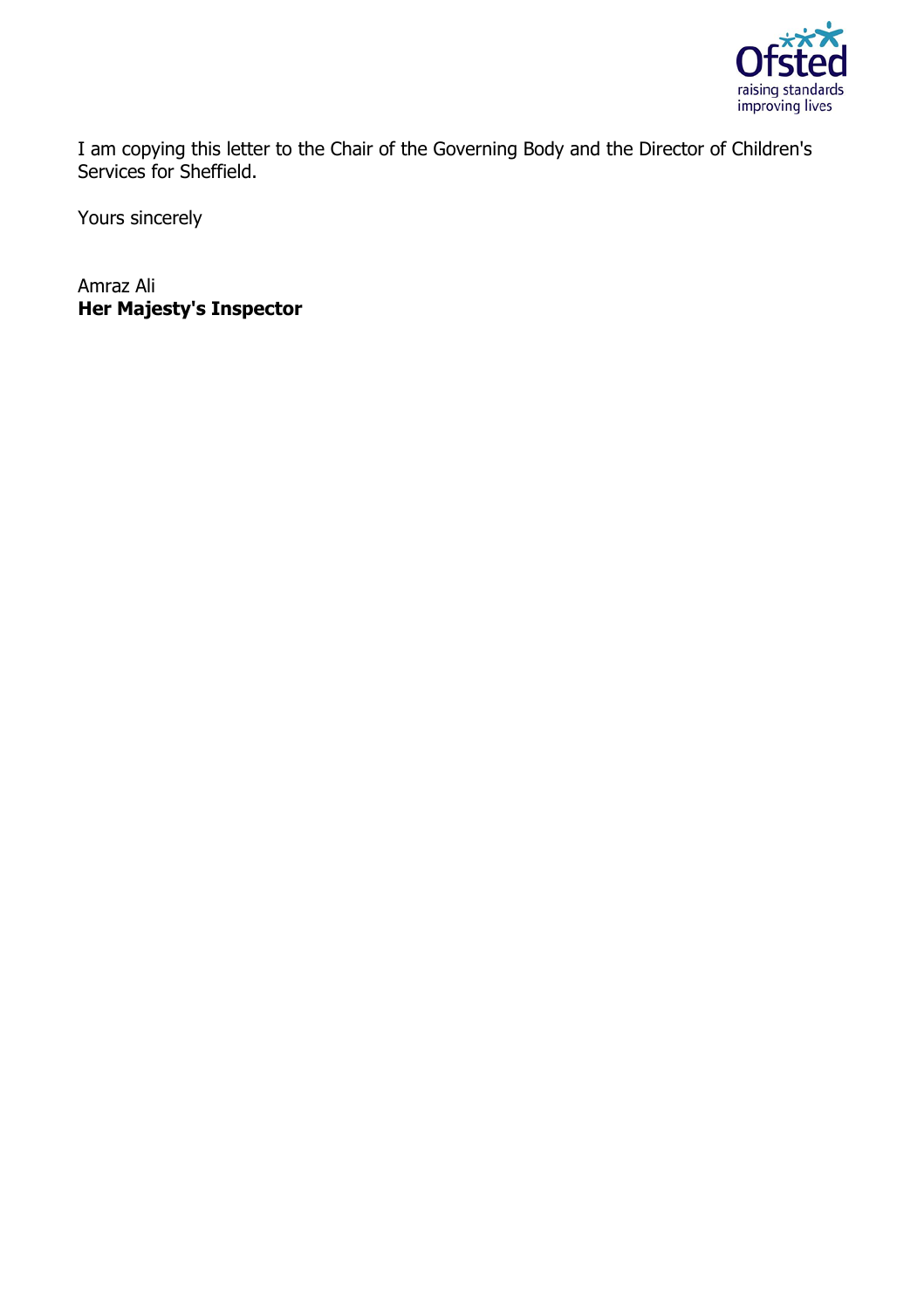I am copying this letter to the Chair of the Governing Body and the Director of Children's Services for Sheffield.

Yours sincerely

Amraz Ali
**Her Majesty's Inspector**